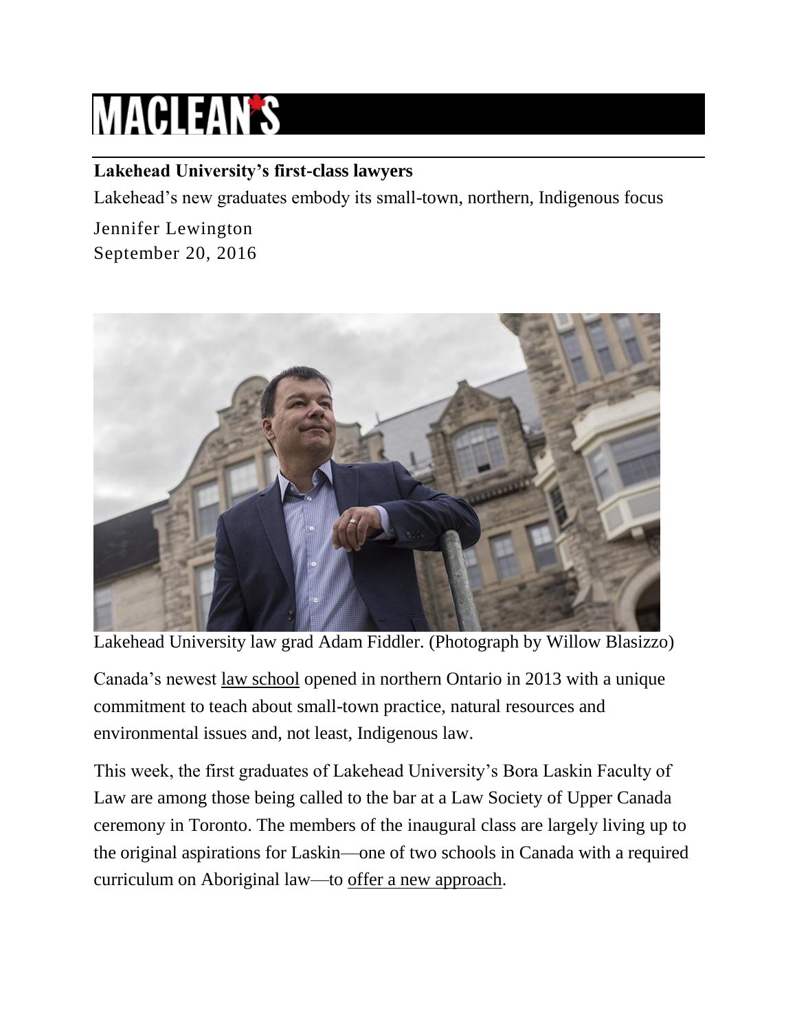# MACLEAN'S

**Lakehead University's first-class lawyers**

Lakehead's new graduates embody its small-town, northern, Indigenous focus

Jennifer Lewington
September 20, 2016

Lakehead University law grad Adam Fiddler. (Photograph by Willow Blasizzo)

Canada's newest law school opened in northern Ontario in 2013 with a unique commitment to teach about small-town practice, natural resources and environmental issues and, not least, Indigenous law.

This week, the first graduates of Lakehead University's Bora Laskin Faculty of Law are among those being called to the bar at a Law Society of Upper Canada ceremony in Toronto. The members of the inaugural class are largely living up to the original aspirations for Laskin—one of two schools in Canada with a required curriculum on Aboriginal law—to offer a new approach.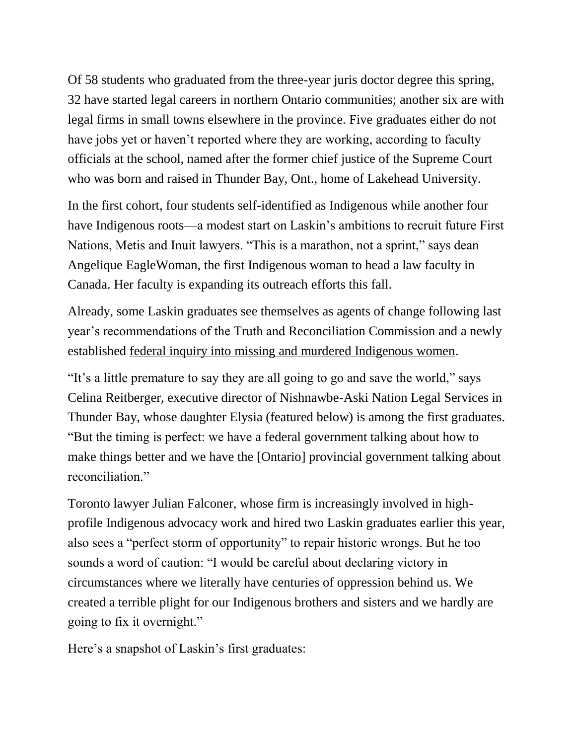Of 58 students who graduated from the three-year juris doctor degree this spring, 32 have started legal careers in northern Ontario communities; another six are with legal firms in small towns elsewhere in the province. Five graduates either do not have jobs yet or haven't reported where they are working, according to faculty officials at the school, named after the former chief justice of the Supreme Court who was born and raised in Thunder Bay, Ont., home of Lakehead University.

In the first cohort, four students self-identified as Indigenous while another four have Indigenous roots—a modest start on Laskin's ambitions to recruit future First Nations, Metis and Inuit lawyers. "This is a marathon, not a sprint," says dean Angelique EagleWoman, the first Indigenous woman to head a law faculty in Canada. Her faculty is expanding its outreach efforts this fall.

Already, some Laskin graduates see themselves as agents of change following last year's recommendations of the Truth and Reconciliation Commission and a newly established federal inquiry into missing and murdered Indigenous women.

"It's a little premature to say they are all going to go and save the world," says Celina Reitberger, executive director of Nishnawbe-Aski Nation Legal Services in Thunder Bay, whose daughter Elysia (featured below) is among the first graduates. "But the timing is perfect: we have a federal government talking about how to make things better and we have the [Ontario] provincial government talking about reconciliation."

Toronto lawyer Julian Falconer, whose firm is increasingly involved in high-profile Indigenous advocacy work and hired two Laskin graduates earlier this year, also sees a "perfect storm of opportunity" to repair historic wrongs. But he too sounds a word of caution: "I would be careful about declaring victory in circumstances where we literally have centuries of oppression behind us. We created a terrible plight for our Indigenous brothers and sisters and we hardly are going to fix it overnight."

Here's a snapshot of Laskin's first graduates: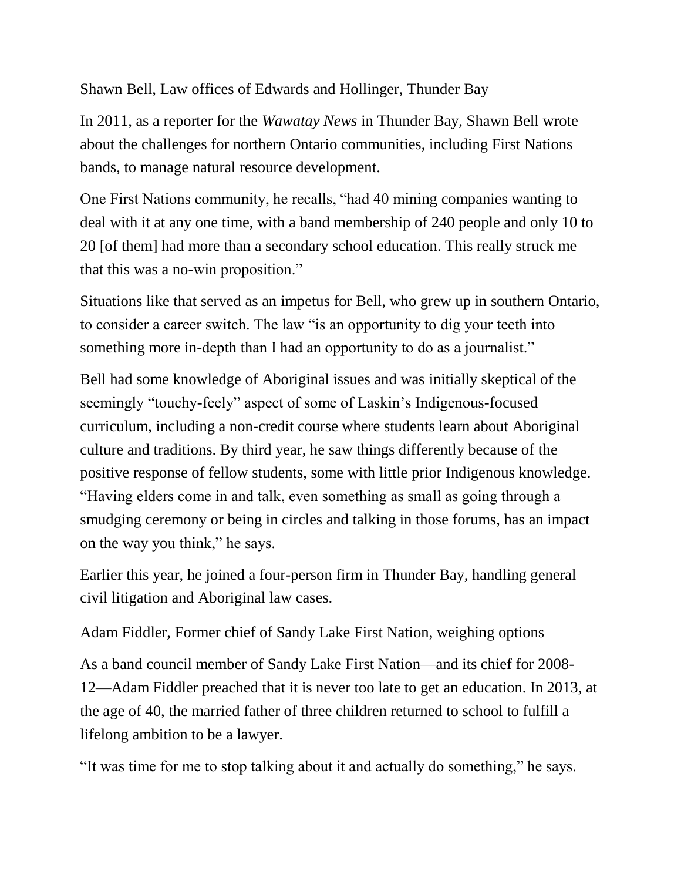Shawn Bell, Law offices of Edwards and Hollinger, Thunder Bay

In 2011, as a reporter for the *Wawatay News* in Thunder Bay, Shawn Bell wrote about the challenges for northern Ontario communities, including First Nations bands, to manage natural resource development.

One First Nations community, he recalls, "had 40 mining companies wanting to deal with it at any one time, with a band membership of 240 people and only 10 to 20 [of them] had more than a secondary school education. This really struck me that this was a no-win proposition."

Situations like that served as an impetus for Bell, who grew up in southern Ontario, to consider a career switch. The law "is an opportunity to dig your teeth into something more in-depth than I had an opportunity to do as a journalist."

Bell had some knowledge of Aboriginal issues and was initially skeptical of the seemingly "touchy-feely" aspect of some of Laskin's Indigenous-focused curriculum, including a non-credit course where students learn about Aboriginal culture and traditions. By third year, he saw things differently because of the positive response of fellow students, some with little prior Indigenous knowledge. "Having elders come in and talk, even something as small as going through a smudging ceremony or being in circles and talking in those forums, has an impact on the way you think," he says.

Earlier this year, he joined a four-person firm in Thunder Bay, handling general civil litigation and Aboriginal law cases.

Adam Fiddler, Former chief of Sandy Lake First Nation, weighing options

As a band council member of Sandy Lake First Nation—and its chief for 2008-12—Adam Fiddler preached that it is never too late to get an education. In 2013, at the age of 40, the married father of three children returned to school to fulfill a lifelong ambition to be a lawyer.

"It was time for me to stop talking about it and actually do something," he says.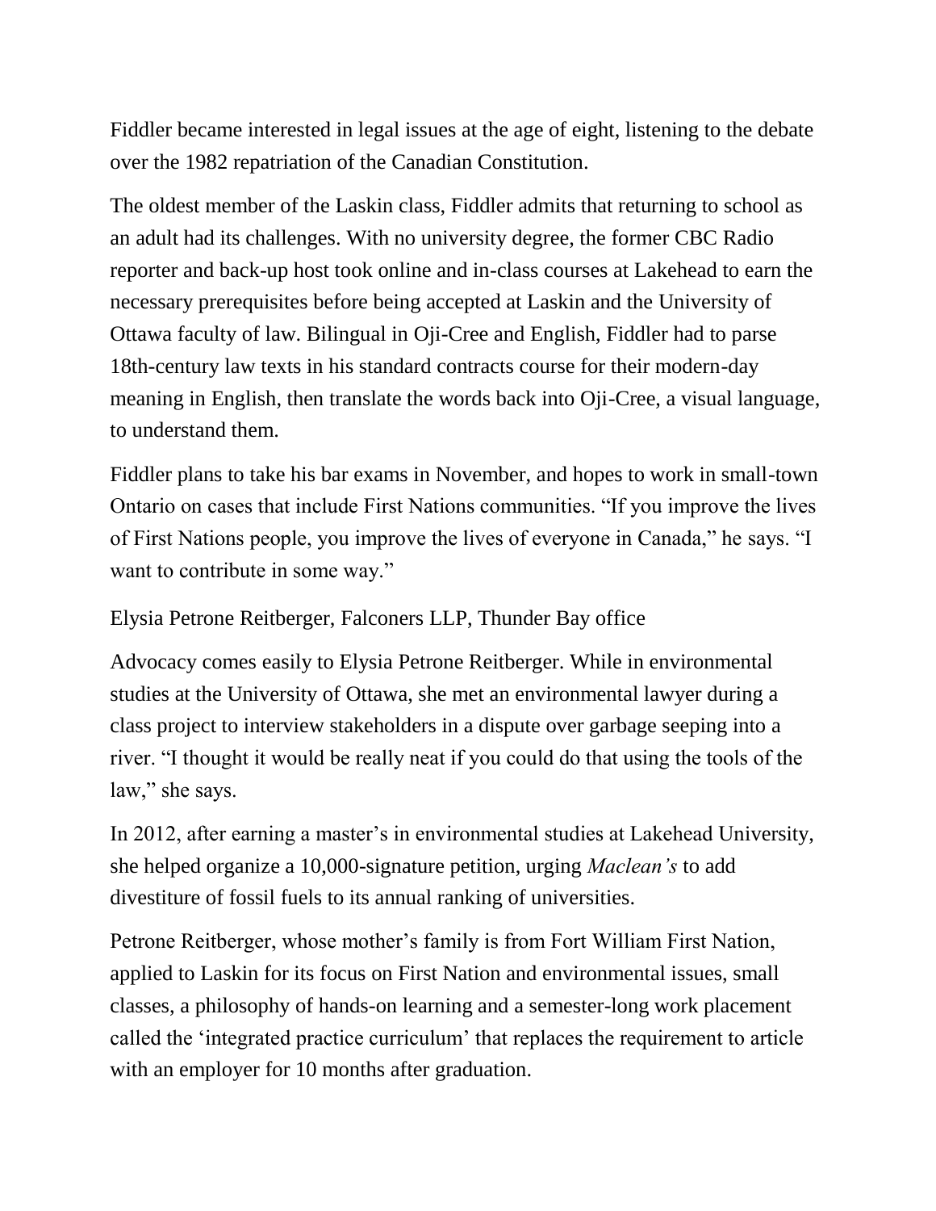Fiddler became interested in legal issues at the age of eight, listening to the debate over the 1982 repatriation of the Canadian Constitution.

The oldest member of the Laskin class, Fiddler admits that returning to school as an adult had its challenges. With no university degree, the former CBC Radio reporter and back-up host took online and in-class courses at Lakehead to earn the necessary prerequisites before being accepted at Laskin and the University of Ottawa faculty of law. Bilingual in Oji-Cree and English, Fiddler had to parse 18th-century law texts in his standard contracts course for their modern-day meaning in English, then translate the words back into Oji-Cree, a visual language, to understand them.

Fiddler plans to take his bar exams in November, and hopes to work in small-town Ontario on cases that include First Nations communities. "If you improve the lives of First Nations people, you improve the lives of everyone in Canada," he says. "I want to contribute in some way."

Elysia Petrone Reitberger, Falconers LLP, Thunder Bay office

Advocacy comes easily to Elysia Petrone Reitberger. While in environmental studies at the University of Ottawa, she met an environmental lawyer during a class project to interview stakeholders in a dispute over garbage seeping into a river. "I thought it would be really neat if you could do that using the tools of the law," she says.

In 2012, after earning a master's in environmental studies at Lakehead University, she helped organize a 10,000-signature petition, urging *Maclean's* to add divestiture of fossil fuels to its annual ranking of universities.

Petrone Reitberger, whose mother's family is from Fort William First Nation, applied to Laskin for its focus on First Nation and environmental issues, small classes, a philosophy of hands-on learning and a semester-long work placement called the 'integrated practice curriculum' that replaces the requirement to article with an employer for 10 months after graduation.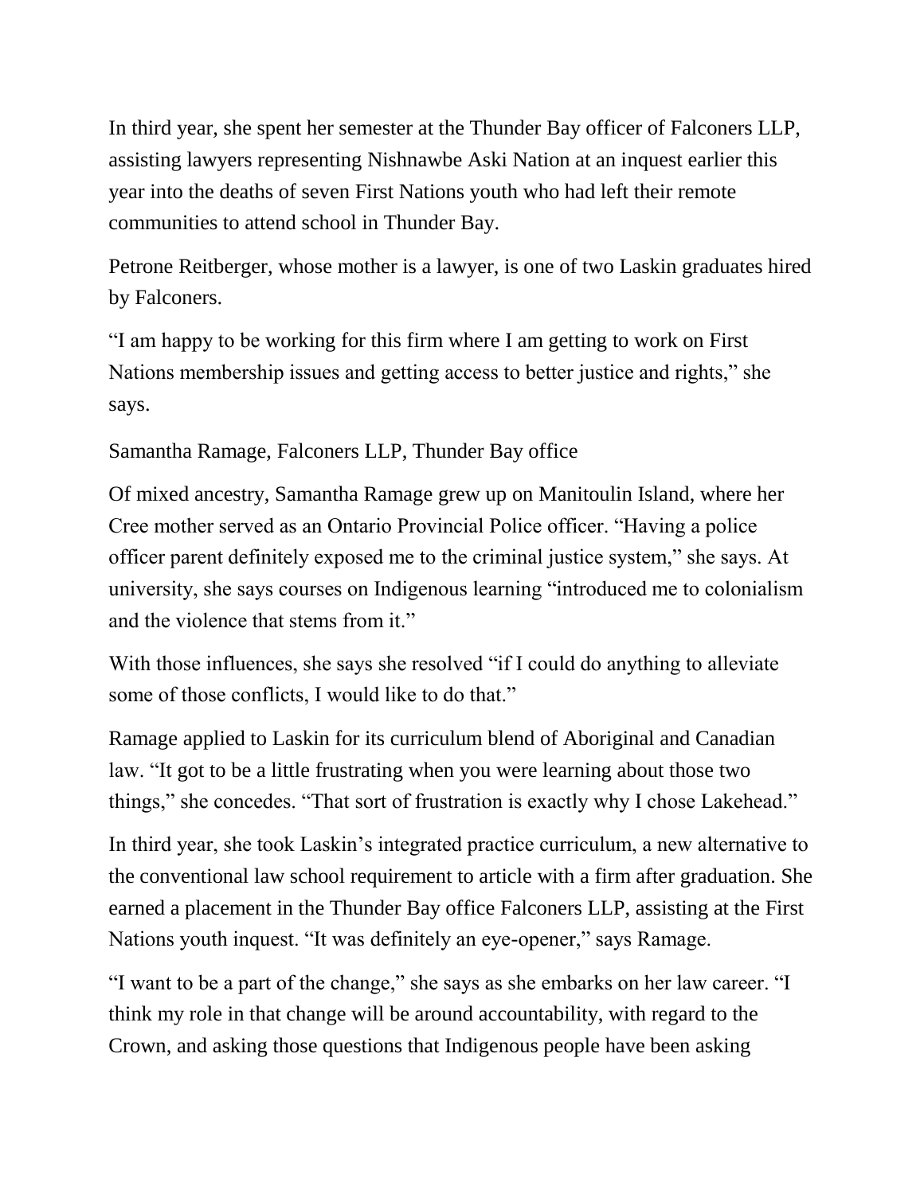In third year, she spent her semester at the Thunder Bay officer of Falconers LLP, assisting lawyers representing Nishnawbe Aski Nation at an inquest earlier this year into the deaths of seven First Nations youth who had left their remote communities to attend school in Thunder Bay.

Petrone Reitberger, whose mother is a lawyer, is one of two Laskin graduates hired by Falconers.

"I am happy to be working for this firm where I am getting to work on First Nations membership issues and getting access to better justice and rights," she says.

Samantha Ramage, Falconers LLP, Thunder Bay office

Of mixed ancestry, Samantha Ramage grew up on Manitoulin Island, where her Cree mother served as an Ontario Provincial Police officer. "Having a police officer parent definitely exposed me to the criminal justice system," she says. At university, she says courses on Indigenous learning "introduced me to colonialism and the violence that stems from it."

With those influences, she says she resolved "if I could do anything to alleviate some of those conflicts, I would like to do that."

Ramage applied to Laskin for its curriculum blend of Aboriginal and Canadian law. "It got to be a little frustrating when you were learning about those two things," she concedes. "That sort of frustration is exactly why I chose Lakehead."

In third year, she took Laskin's integrated practice curriculum, a new alternative to the conventional law school requirement to article with a firm after graduation. She earned a placement in the Thunder Bay office Falconers LLP, assisting at the First Nations youth inquest. "It was definitely an eye-opener," says Ramage.

"I want to be a part of the change," she says as she embarks on her law career. "I think my role in that change will be around accountability, with regard to the Crown, and asking those questions that Indigenous people have been asking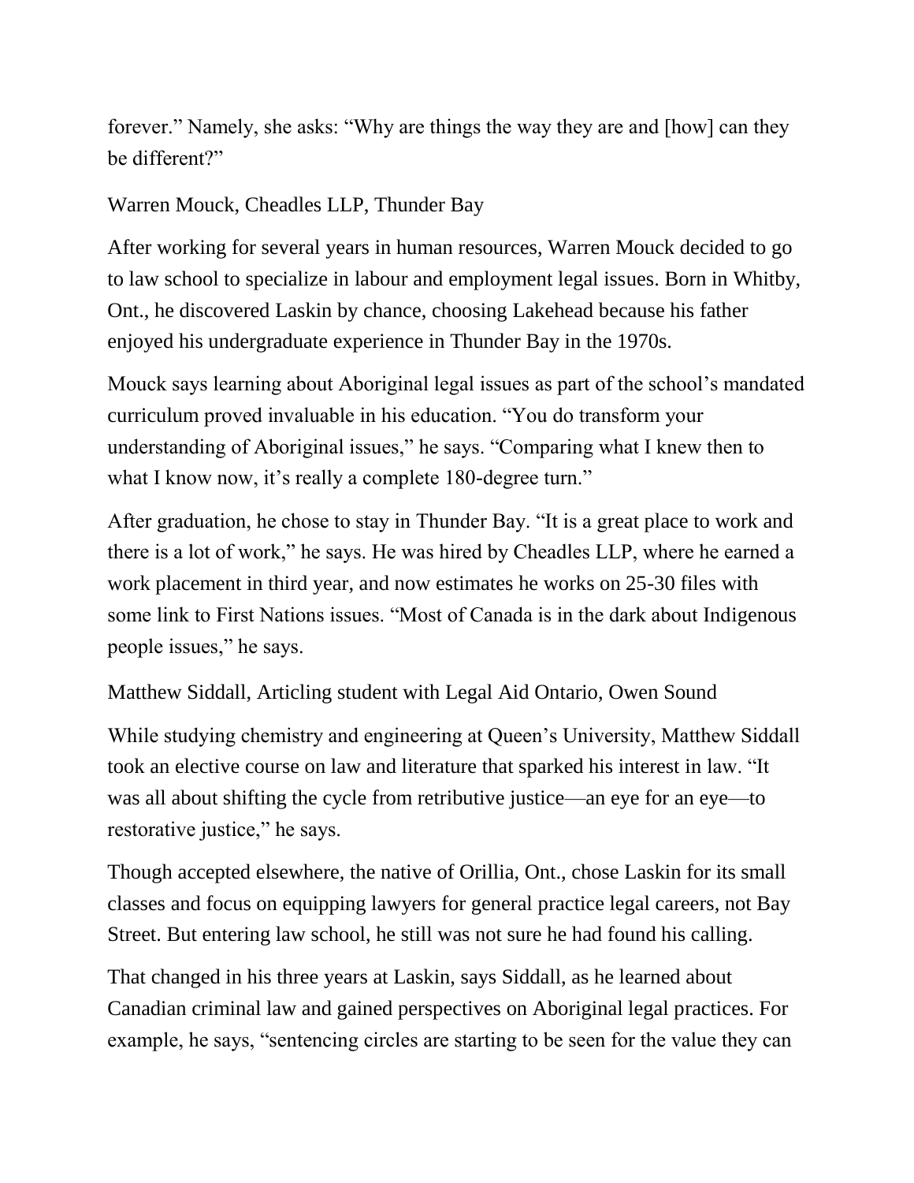forever." Namely, she asks: "Why are things the way they are and [how] can they be different?"

Warren Mouck, Cheadles LLP, Thunder Bay

After working for several years in human resources, Warren Mouck decided to go to law school to specialize in labour and employment legal issues. Born in Whitby, Ont., he discovered Laskin by chance, choosing Lakehead because his father enjoyed his undergraduate experience in Thunder Bay in the 1970s.

Mouck says learning about Aboriginal legal issues as part of the school's mandated curriculum proved invaluable in his education. "You do transform your understanding of Aboriginal issues," he says. "Comparing what I knew then to what I know now, it's really a complete 180-degree turn."

After graduation, he chose to stay in Thunder Bay. "It is a great place to work and there is a lot of work," he says. He was hired by Cheadles LLP, where he earned a work placement in third year, and now estimates he works on 25-30 files with some link to First Nations issues. "Most of Canada is in the dark about Indigenous people issues," he says.

Matthew Siddall, Articling student with Legal Aid Ontario, Owen Sound

While studying chemistry and engineering at Queen's University, Matthew Siddall took an elective course on law and literature that sparked his interest in law. "It was all about shifting the cycle from retributive justice—an eye for an eye—to restorative justice," he says.

Though accepted elsewhere, the native of Orillia, Ont., chose Laskin for its small classes and focus on equipping lawyers for general practice legal careers, not Bay Street. But entering law school, he still was not sure he had found his calling.

That changed in his three years at Laskin, says Siddall, as he learned about Canadian criminal law and gained perspectives on Aboriginal legal practices. For example, he says, "sentencing circles are starting to be seen for the value they can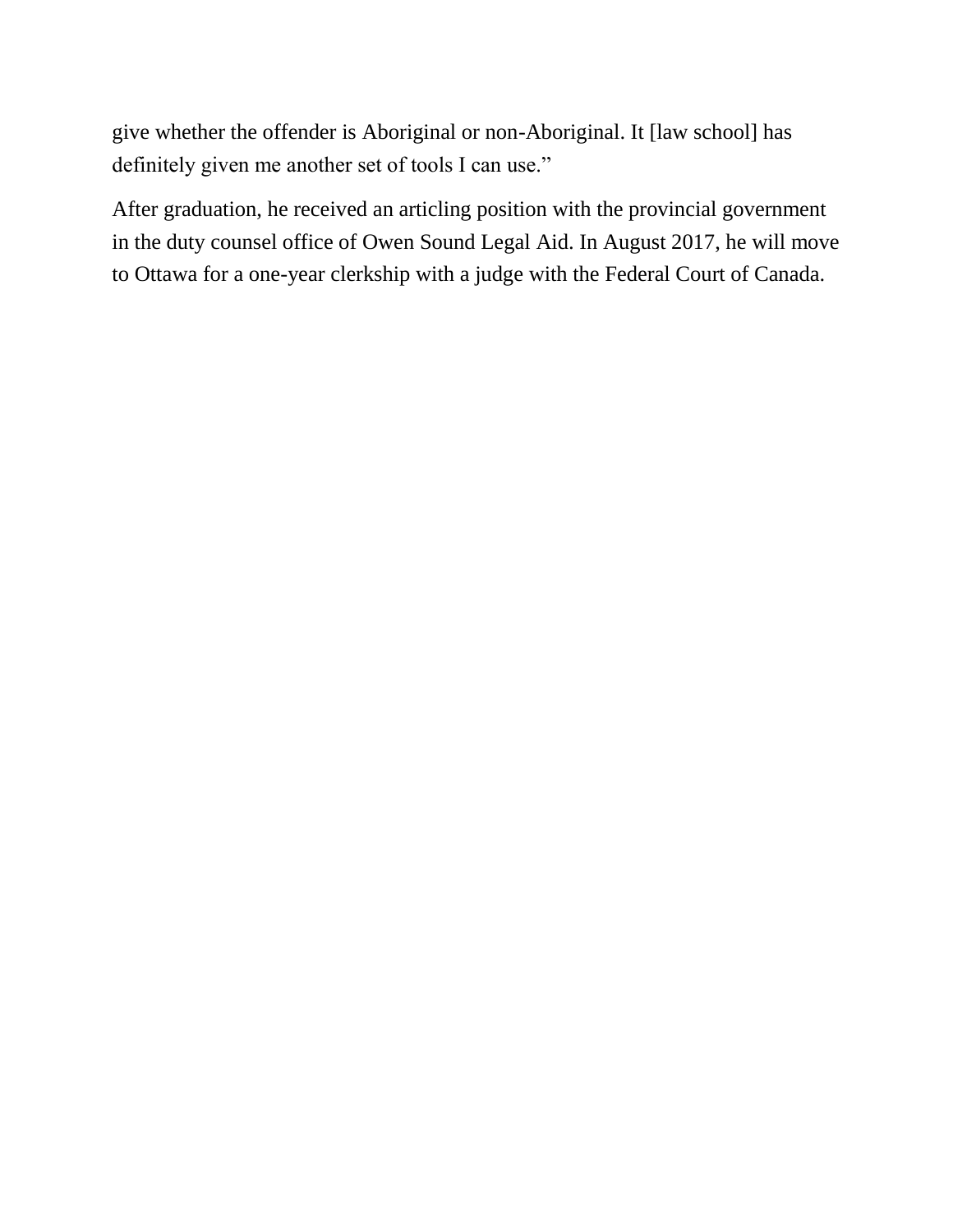give whether the offender is Aboriginal or non-Aboriginal. It [law school] has definitely given me another set of tools I can use."

After graduation, he received an articling position with the provincial government in the duty counsel office of Owen Sound Legal Aid. In August 2017, he will move to Ottawa for a one-year clerkship with a judge with the Federal Court of Canada.